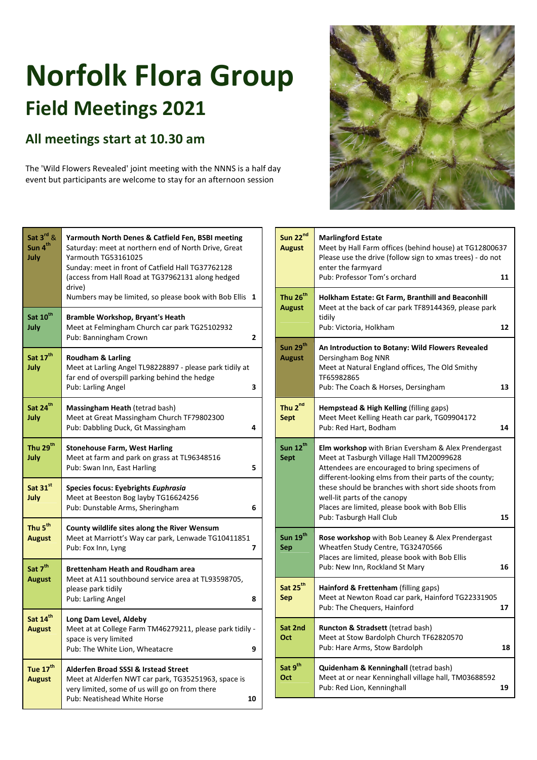# Norfolk Flora Group

## Field Meetings 2021

### All meetings start at 10.30 am

The 'Wild Flowers Revealed' joint meeting with the NNNS is a half day event but participants are welcome to stay for an afternoon session

| Date | Meeting | No. |
|---|---|---|
| **Sat 3rd & Sun 4th July** | **Yarmouth North Denes & Catfield Fen, BSBI meeting**<br>Saturday: meet at northern end of North Drive, Great Yarmouth TG53161025<br>Sunday: meet in front of Catfield Hall TG37762128 (access from Hall Road at TG37962131 along hedged drive)<br>Numbers may be limited, so please book with Bob Ellis | 1 |
| **Sat 10th July** | **Bramble Workshop, Bryant's Heath**<br>Meet at Felmingham Church car park TG25102932<br>Pub: Banningham Crown | 2 |
| **Sat 17th July** | **Roudham & Larling**<br>Meet at Larling Angel TL98228897 - please park tidily at far end of overspill parking behind the hedge<br>Pub: Larling Angel | 3 |
| **Sat 24th July** | **Massingham Heath** (tetrad bash)<br>Meet at Great Massingham Church TF79802300<br>Pub: Dabbling Duck, Gt Massingham | 4 |
| **Thu 29th July** | **Stonehouse Farm, West Harling**<br>Meet at farm and park on grass at TL96348516<br>Pub: Swan Inn, East Harling | 5 |
| **Sat 31st July** | **Species focus: Eyebrights *Euphrasia***<br>Meet at Beeston Bog layby TG16624256<br>Pub: Dunstable Arms, Sheringham | 6 |
| **Thu 5th August** | **County wildlife sites along the River Wensum**<br>Meet at Marriott's Way car park, Lenwade TG10411851<br>Pub: Fox Inn, Lyng | 7 |
| **Sat 7th August** | **Brettenham Heath and Roudham area**<br>Meet at A11 southbound service area at TL93598705, please park tidily<br>Pub: Larling Angel | 8 |
| **Sat 14th August** | **Long Dam Level, Aldeby**<br>Meet at Bridge Farm TM46279211, please park tidily - space is very limited<br>Pub: The White Lion, Wheatacre | 9 |
| **Tue 17th August** | **Alderfen Broad SSSI & Irstead Street**<br>Meet at Alderfen NWT car park, TG35251963, space is very limited, some of us will go on from there<br>Pub: Neatishead White Horse | 10 |
| **Sun 22nd August** | **Marlingford Estate**<br>Meet by Hall Farm offices (behind house) at TG12800637<br>Please use the drive (follow sign to xmas trees) - do not enter the farmyard<br>Pub: Professor Tom's orchard | 11 |
| **Thu 26th August** | **Holkham Estate: Gt Farm, Branthill and Beaconhill**<br>Meet at the back of car park TF89144369, please park tidily<br>Pub: Victoria, Holkham | 12 |
| **Sun 29th August** | **An Introduction to Botany: Wild Flowers Revealed**<br>Dersingham Bog NNR<br>Meet at Natural England offices, The Old Smithy TF65982865<br>Pub: The Coach & Horses, Dersingham | 13 |
| **Thu 2nd Sept** | **Hempstead & High Kelling** (filling gaps)<br>Meet Meet Kelling Heath car park, TG09904172<br>Pub: Red Hart, Bodham | 14 |
| **Sun 12th Sept** | **Elm workshop** with Brian Eversham & Alex Prendergast<br>Meet at Tasburgh Village Hall TM20099628<br>Attendees are encouraged to bring specimens of different-looking elms from their parts of the county; these should be branches with short side shoots from well-lit parts of the canopy<br>Places are limited, please book with Bob Ellis<br>Pub: Tasburgh Hall Club | 15 |
| **Sun 19th Sep** | **Rose workshop** with Bob Leaney & Alex Prendergast<br>Wheatfen Study Centre, TG32470566<br>Places are limited, please book with Bob Ellis<br>Pub: New Inn, Rockland St Mary | 16 |
| **Sat 25th Sep** | **Hainford & Frettenham** (filling gaps)<br>Meet at Newton Road car park, Hainford TG22331905<br>Pub: The Chequers, Hainford | 17 |
| **Sat 2nd Oct** | **Runcton & Stradsett** (tetrad bash)<br>Meet at Stow Bardolph Church TF62820570<br>Pub: Hare Arms, Stow Bardolph | 18 |
| **Sat 9th Oct** | **Quidenham & Kenninghall** (tetrad bash)<br>Meet at or near Kenninghall village hall, TM03688592<br>Pub: Red Lion, Kenninghall | 19 |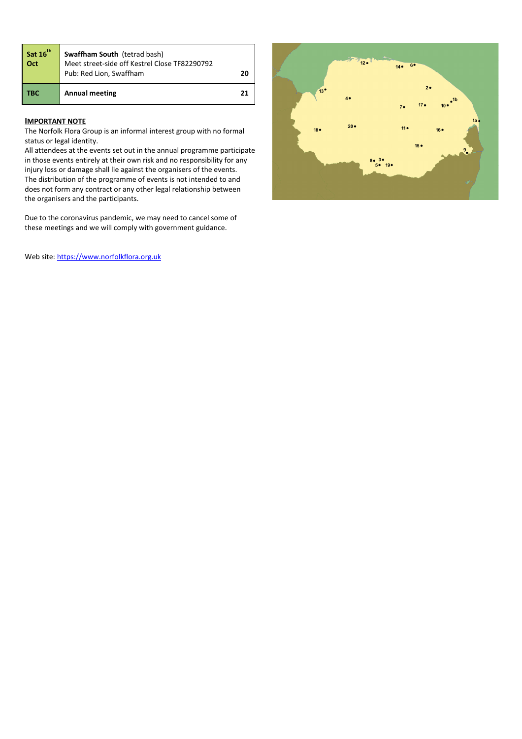| | | |
|---|---|---|
| **Sat 16th Oct** | **Swaffham South** (tetrad bash)<br>Meet street-side off Kestrel Close TF82290792<br>Pub: Red Lion, Swaffham | **20** |
| **TBC** | **Annual meeting** | **21** |

**IMPORTANT NOTE**

The Norfolk Flora Group is an informal interest group with no formal status or legal identity.

All attendees at the events set out in the annual programme participate in those events entirely at their own risk and no responsibility for any injury loss or damage shall lie against the organisers of the events. The distribution of the programme of events is not intended to and does not form any contract or any other legal relationship between the organisers and the participants.

Due to the coronavirus pandemic, we may need to cancel some of these meetings and we will comply with government guidance.

Web site: https://www.norfolkflora.org.uk

12
14
6
13
4
2
7
17
10
1b
1a
18
20
11
16
15
9
8
3
5
19